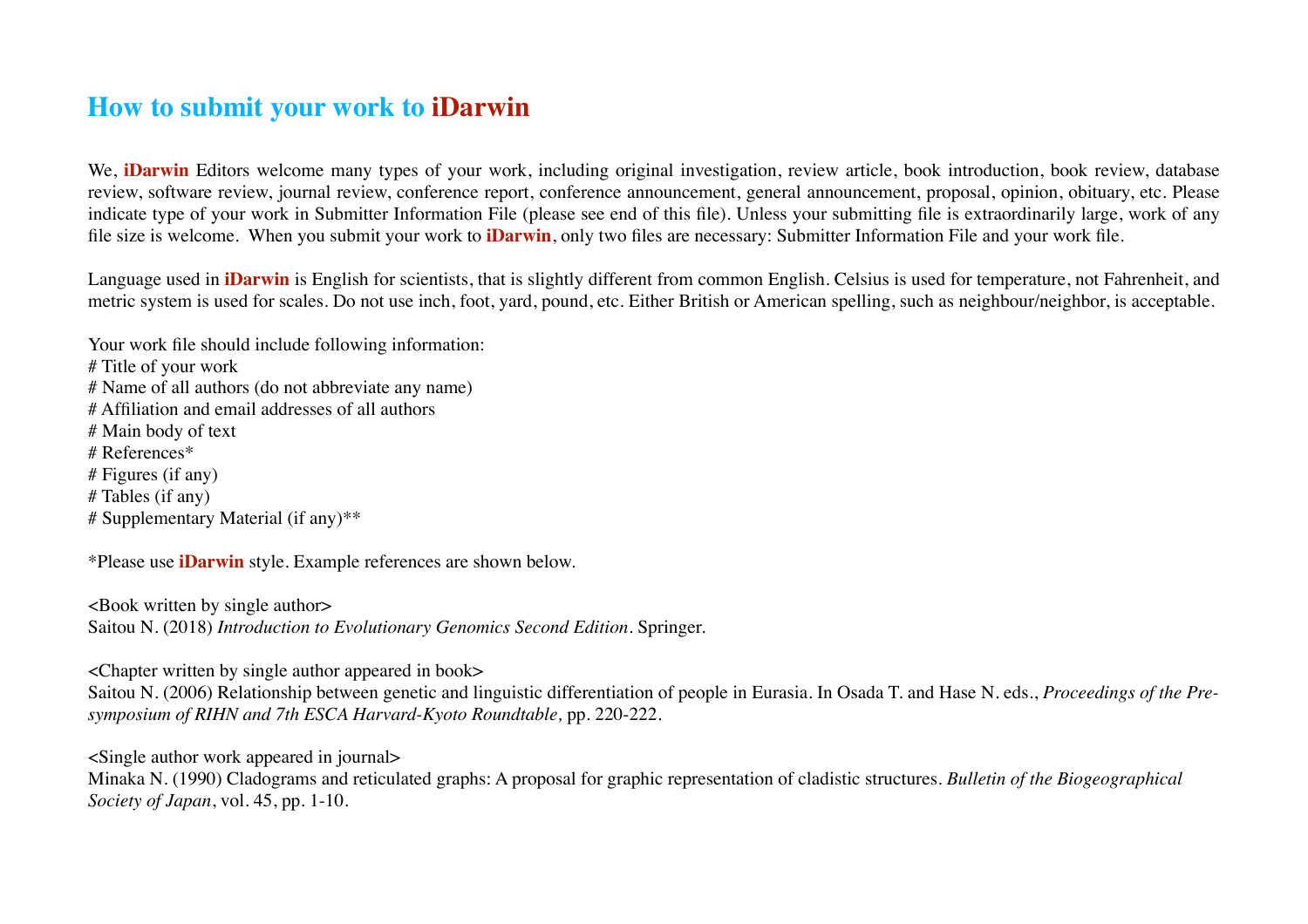# How to submit your work to **iDarwin**

We, **iDarwin** Editors welcome many types of your work, including original investigation, review article, book introduction, book review, database review, software review, journal review, conference report, conference announcement, general announcement, proposal, opinion, obituary, etc. Please indicate type of your work in Submitter Information File (please see end of this file). Unless your submitting file is extraordinarily large, work of any file size is welcome. When you submit your work to **iDarwin**, only two files are necessary: Submitter Information File and your work file.

Language used in **iDarwin** is English for scientists, that is slightly different from common English. Celsius is used for temperature, not Fahrenheit, and metric system is used for scales. Do not use inch, foot, yard, pound, etc. Either British or American spelling, such as neighbour/neighbor, is acceptable.

Your work file should include following information:
# Title of your work
# Name of all authors (do not abbreviate any name)
# Affiliation and email addresses of all authors
# Main body of text
# References*
# Figures (if any)
# Tables (if any)
# Supplementary Material (if any)**

*Please use **iDarwin** style. Example references are shown below.

<Book written by single author>
Saitou N. (2018) *Introduction to Evolutionary Genomics Second Edition*. Springer.

<Chapter written by single author appeared in book>
Saitou N. (2006) Relationship between genetic and linguistic differentiation of people in Eurasia. In Osada T. and Hase N. eds., *Proceedings of the Pre-symposium of RIHN and 7th ESCA Harvard-Kyoto Roundtable*, pp. 220-222.

<Single author work appeared in journal>
Minaka N. (1990) Cladograms and reticulated graphs: A proposal for graphic representation of cladistic structures. *Bulletin of the Biogeographical Society of Japan*, vol. 45, pp. 1-10.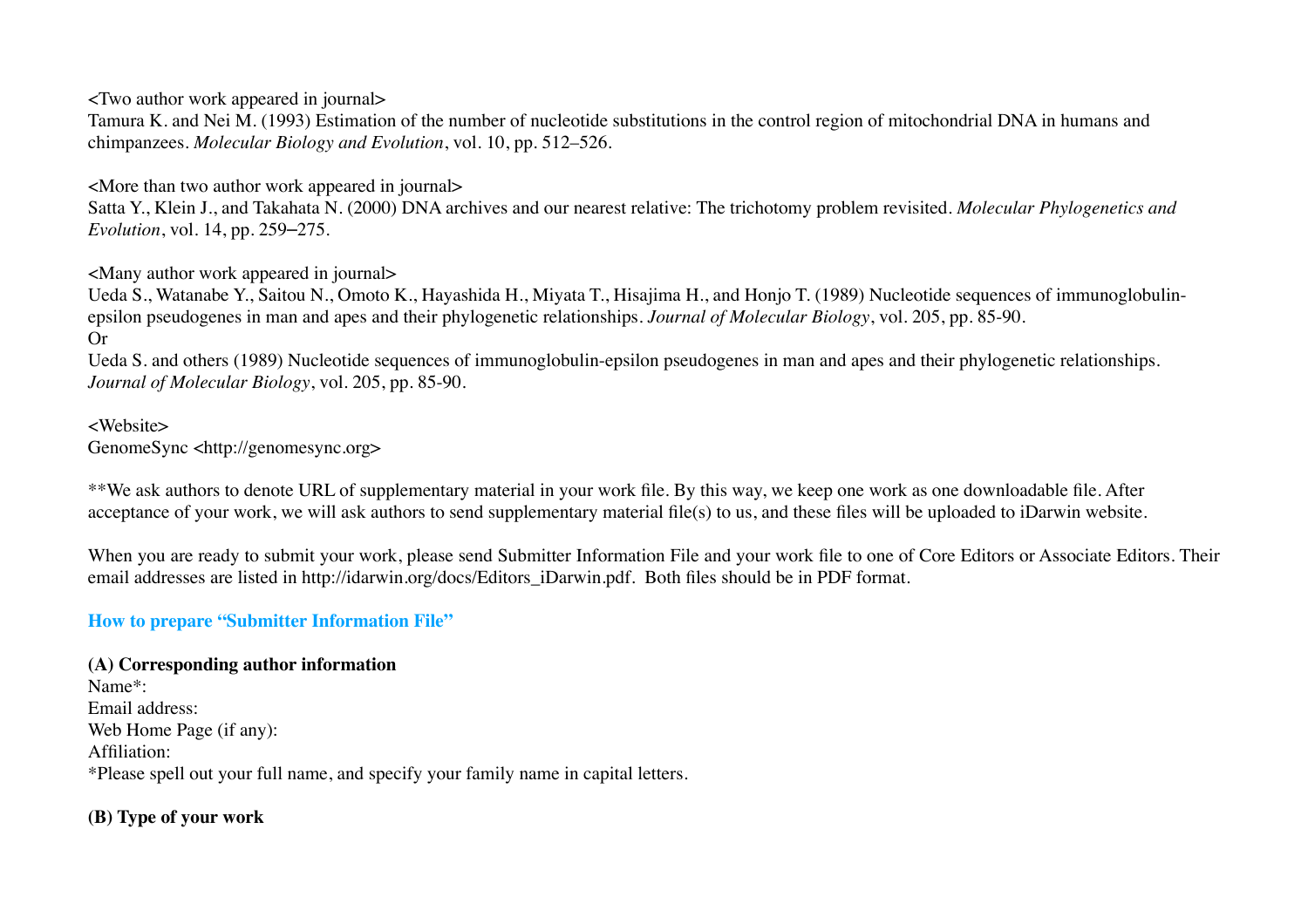<Two author work appeared in journal>
Tamura K. and Nei M. (1993) Estimation of the number of nucleotide substitutions in the control region of mitochondrial DNA in humans and chimpanzees. *Molecular Biology and Evolution*, vol. 10, pp. 512–526.

<More than two author work appeared in journal>
Satta Y., Klein J., and Takahata N. (2000) DNA archives and our nearest relative: The trichotomy problem revisited. *Molecular Phylogenetics and Evolution*, vol. 14, pp. 259–275.

<Many author work appeared in journal>
Ueda S., Watanabe Y., Saitou N., Omoto K., Hayashida H., Miyata T., Hisajima H., and Honjo T. (1989) Nucleotide sequences of immunoglobulin-epsilon pseudogenes in man and apes and their phylogenetic relationships. *Journal of Molecular Biology*, vol. 205, pp. 85-90.
Or
Ueda S. and others (1989) Nucleotide sequences of immunoglobulin-epsilon pseudogenes in man and apes and their phylogenetic relationships. *Journal of Molecular Biology*, vol. 205, pp. 85-90.

<Website>
GenomeSync <http://genomesync.org>

**We ask authors to denote URL of supplementary material in your work file. By this way, we keep one work as one downloadable file. After acceptance of your work, we will ask authors to send supplementary material file(s) to us, and these files will be uploaded to iDarwin website.

When you are ready to submit your work, please send Submitter Information File and your work file to one of Core Editors or Associate Editors. Their email addresses are listed in http://idarwin.org/docs/Editors_iDarwin.pdf. Both files should be in PDF format.

## How to prepare "Submitter Information File"

**(A) Corresponding author information**
Name*:
Email address:
Web Home Page (if any):
Affiliation:
*Please spell out your full name, and specify your family name in capital letters.

**(B) Type of your work**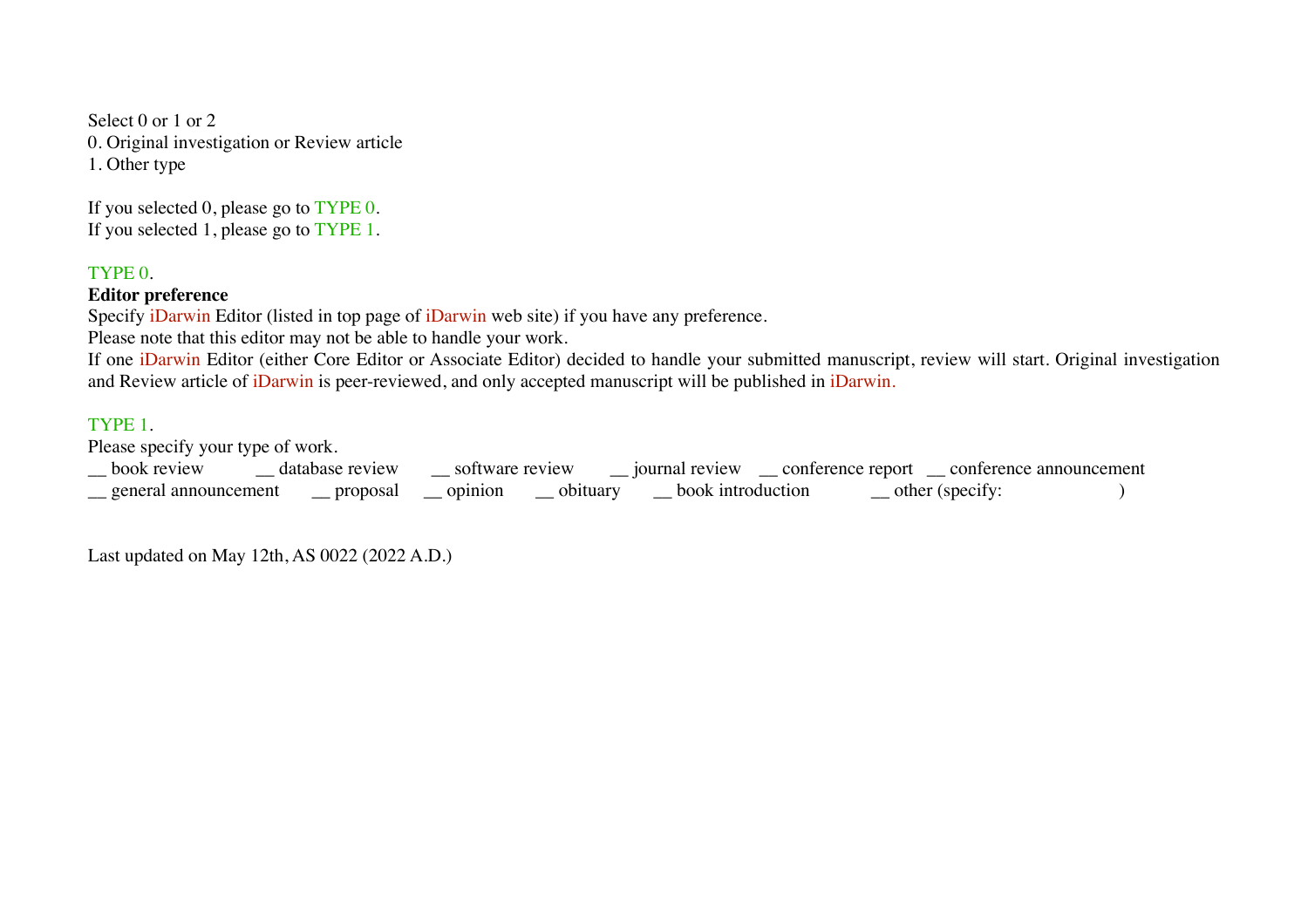Select 0 or 1 or 2
0. Original investigation or Review article
1. Other type

If you selected 0, please go to TYPE 0.
If you selected 1, please go to TYPE 1.

TYPE 0.

**Editor preference**

Specify iDarwin Editor (listed in top page of iDarwin web site) if you have any preference.
Please note that this editor may not be able to handle your work.
If one iDarwin Editor (either Core Editor or Associate Editor) decided to handle your submitted manuscript, review will start. Original investigation and Review article of iDarwin is peer-reviewed, and only accepted manuscript will be published in iDarwin.

TYPE 1.

Please specify your type of work.
__ book review __ database review __ software review __ journal review __ conference report __ conference announcement
__ general announcement __ proposal __ opinion __ obituary __ book introduction __ other (specify: )

Last updated on May 12th, AS 0022 (2022 A.D.)